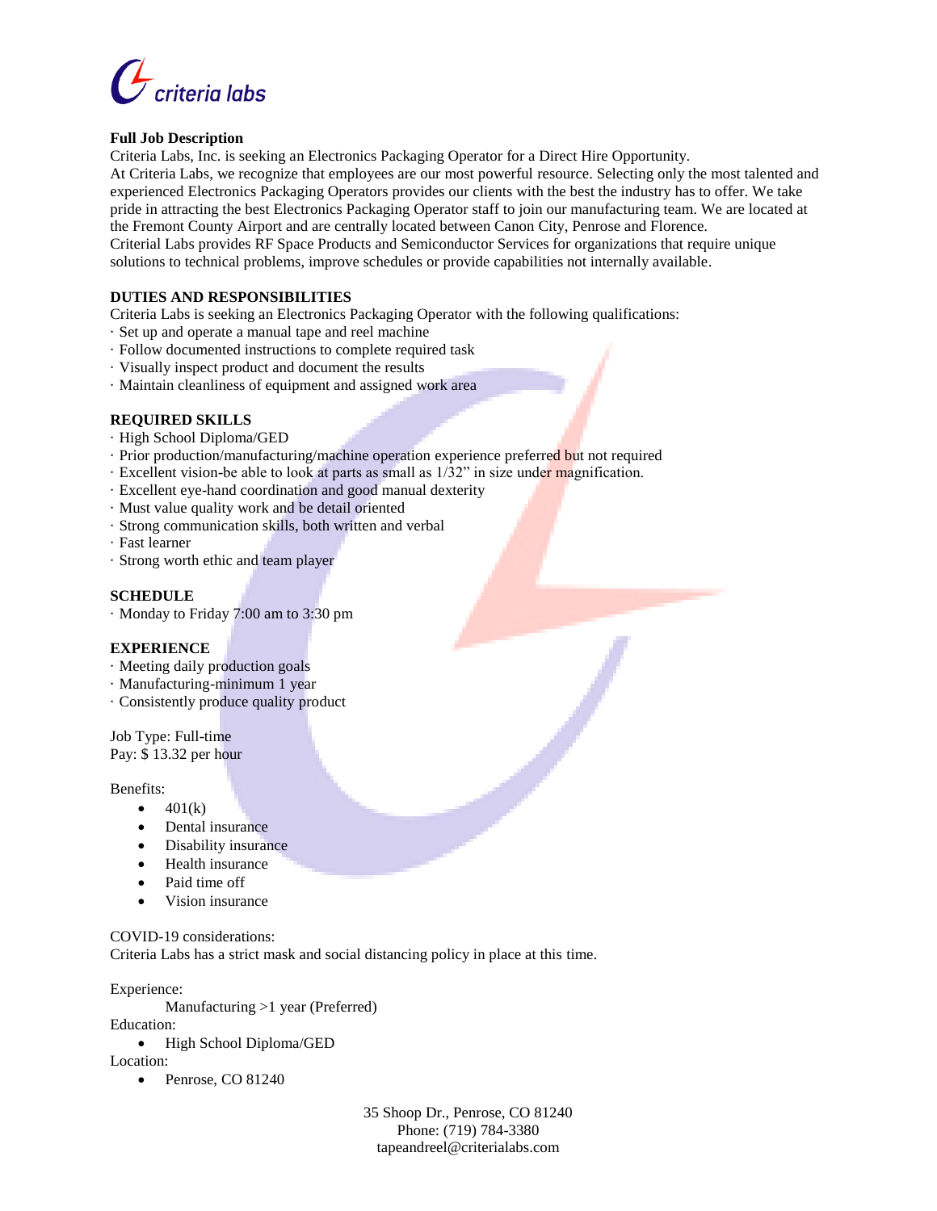criteria labs

**Full Job Description**

Criteria Labs, Inc. is seeking an Electronics Packaging Operator for a Direct Hire Opportunity.

At Criteria Labs, we recognize that employees are our most powerful resource. Selecting only the most talented and experienced Electronics Packaging Operators provides our clients with the best the industry has to offer. We take pride in attracting the best Electronics Packaging Operator staff to join our manufacturing team. We are located at the Fremont County Airport and are centrally located between Canon City, Penrose and Florence.

Criterial Labs provides RF Space Products and Semiconductor Services for organizations that require unique solutions to technical problems, improve schedules or provide capabilities not internally available.

**DUTIES AND RESPONSIBILITIES**

Criteria Labs is seeking an Electronics Packaging Operator with the following qualifications:

- Set up and operate a manual tape and reel machine
- Follow documented instructions to complete required task
- Visually inspect product and document the results
- Maintain cleanliness of equipment and assigned work area

**REQUIRED SKILLS**

- High School Diploma/GED
- Prior production/manufacturing/machine operation experience preferred but not required
- Excellent vision-be able to look at parts as small as 1/32" in size under magnification.
- Excellent eye-hand coordination and good manual dexterity
- Must value quality work and be detail oriented
- Strong communication skills, both written and verbal
- Fast learner
- Strong worth ethic and team player

**SCHEDULE**

- Monday to Friday 7:00 am to 3:30 pm

**EXPERIENCE**

- Meeting daily production goals
- Manufacturing-minimum 1 year
- Consistently produce quality product

Job Type: Full-time

Pay: $ 13.32 per hour

Benefits:

- 401(k)
- Dental insurance
- Disability insurance
- Health insurance
- Paid time off
- Vision insurance

COVID-19 considerations:

Criteria Labs has a strict mask and social distancing policy in place at this time.

Experience:

Manufacturing >1 year (Preferred)

Education:

- High School Diploma/GED

Location:

- Penrose, CO 81240

35 Shoop Dr., Penrose, CO 81240
Phone: (719) 784-3380
tapeandreel@criterialabs.com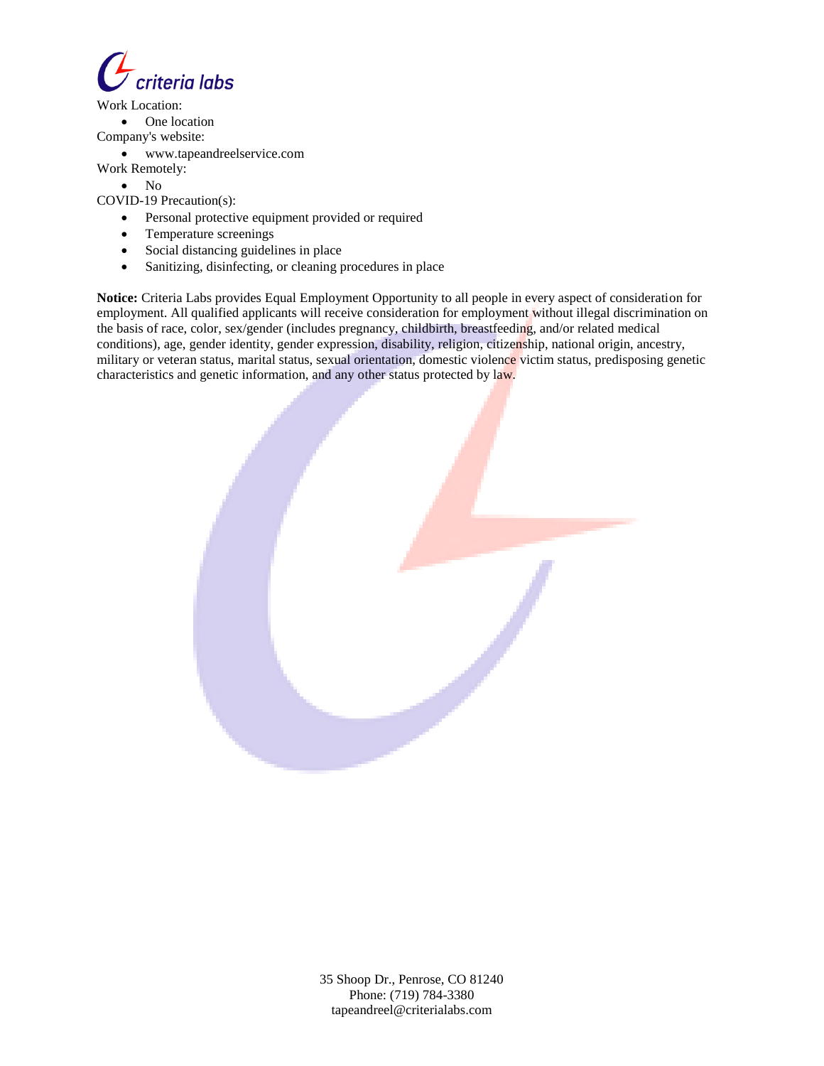Work Location:

- One location

Company's website:

- www.tapeandreelservice.com

Work Remotely:

- No

COVID-19 Precaution(s):

- Personal protective equipment provided or required
- Temperature screenings
- Social distancing guidelines in place
- Sanitizing, disinfecting, or cleaning procedures in place

**Notice:** Criteria Labs provides Equal Employment Opportunity to all people in every aspect of consideration for employment. All qualified applicants will receive consideration for employment without illegal discrimination on the basis of race, color, sex/gender (includes pregnancy, childbirth, breastfeeding, and/or related medical conditions), age, gender identity, gender expression, disability, religion, citizenship, national origin, ancestry, military or veteran status, marital status, sexual orientation, domestic violence victim status, predisposing genetic characteristics and genetic information, and any other status protected by law.